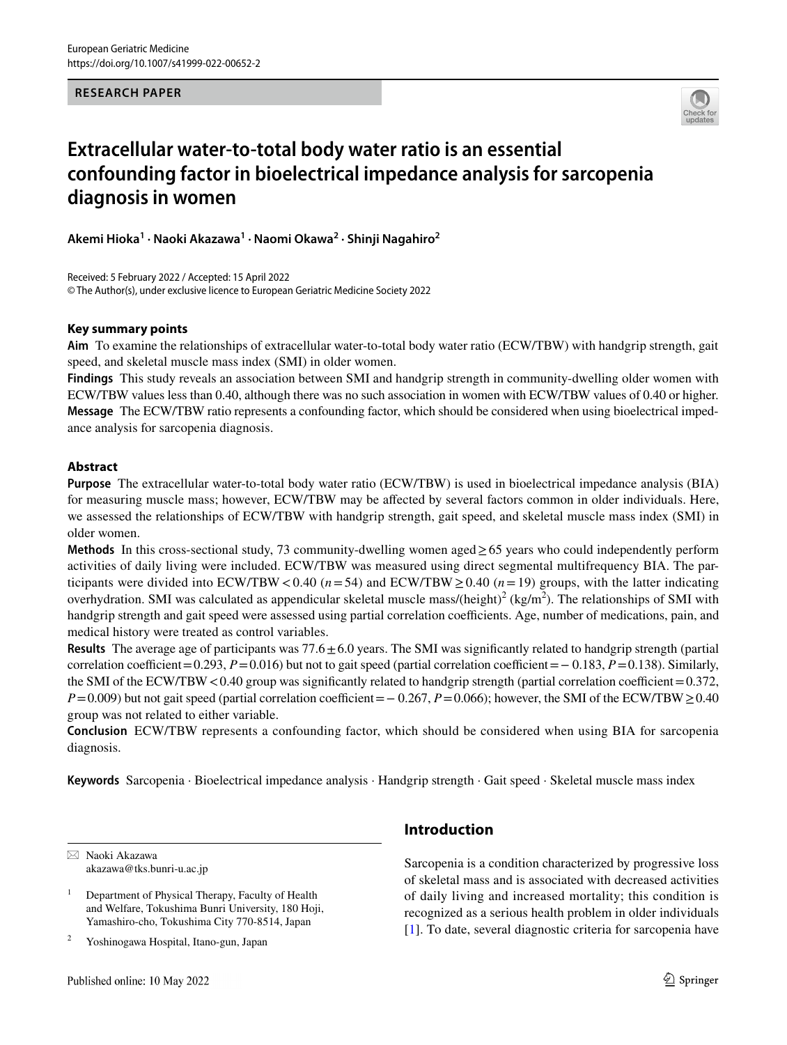RESEARCH PAPER

# Extracellular water-to-total body water ratio is an essential confounding factor in bioelectrical impedance analysis for sarcopenia diagnosis in women

**Akemi Hioka[1] · Naoki Akazawa[1] · Naomi Okawa[2] · Shinji Nagahiro[2]**

Received: 5 February 2022 / Accepted: 15 April 2022
© The Author(s), under exclusive licence to European Geriatric Medicine Society 2022

## Key summary points

**Aim** To examine the relationships of extracellular water-to-total body water ratio (ECW/TBW) with handgrip strength, gait speed, and skeletal muscle mass index (SMI) in older women.

**Findings** This study reveals an association between SMI and handgrip strength in community-dwelling older women with ECW/TBW values less than 0.40, although there was no such association in women with ECW/TBW values of 0.40 or higher.

**Message** The ECW/TBW ratio represents a confounding factor, which should be considered when using bioelectrical impedance analysis for sarcopenia diagnosis.

## Abstract

**Purpose** The extracellular water-to-total body water ratio (ECW/TBW) is used in bioelectrical impedance analysis (BIA) for measuring muscle mass; however, ECW/TBW may be affected by several factors common in older individuals. Here, we assessed the relationships of ECW/TBW with handgrip strength, gait speed, and skeletal muscle mass index (SMI) in older women.

**Methods** In this cross-sectional study, 73 community-dwelling women aged ≥ 65 years who could independently perform activities of daily living were included. ECW/TBW was measured using direct segmental multifrequency BIA. The participants were divided into ECW/TBW < 0.40 ($n$ = 54) and ECW/TBW ≥ 0.40 ($n$ = 19) groups, with the latter indicating overhydration. SMI was calculated as appendicular skeletal muscle mass/(height)$^2$ (kg/m$^2$). The relationships of SMI with handgrip strength and gait speed were assessed using partial correlation coefficients. Age, number of medications, pain, and medical history were treated as control variables.

**Results** The average age of participants was 77.6 ± 6.0 years. The SMI was significantly related to handgrip strength (partial correlation coefficient = 0.293, $P$ = 0.016) but not to gait speed (partial correlation coefficient = − 0.183, $P$ = 0.138). Similarly, the SMI of the ECW/TBW < 0.40 group was significantly related to handgrip strength (partial correlation coefficient = 0.372, $P$ = 0.009) but not gait speed (partial correlation coefficient = − 0.267, $P$ = 0.066); however, the SMI of the ECW/TBW ≥ 0.40 group was not related to either variable.

**Conclusion** ECW/TBW represents a confounding factor, which should be considered when using BIA for sarcopenia diagnosis.

**Keywords** Sarcopenia · Bioelectrical impedance analysis · Handgrip strength · Gait speed · Skeletal muscle mass index

✉ Naoki Akazawa
akazawa@tks.bunri-u.ac.jp

[1] Department of Physical Therapy, Faculty of Health and Welfare, Tokushima Bunri University, 180 Hoji, Yamashiro-cho, Tokushima City 770-8514, Japan

[2] Yoshinogawa Hospital, Itano-gun, Japan

## Introduction

Sarcopenia is a condition characterized by progressive loss of skeletal mass and is associated with decreased activities of daily living and increased mortality; this condition is recognized as a serious health problem in older individuals [1]. To date, several diagnostic criteria for sarcopenia have

Published online: 10 May 2022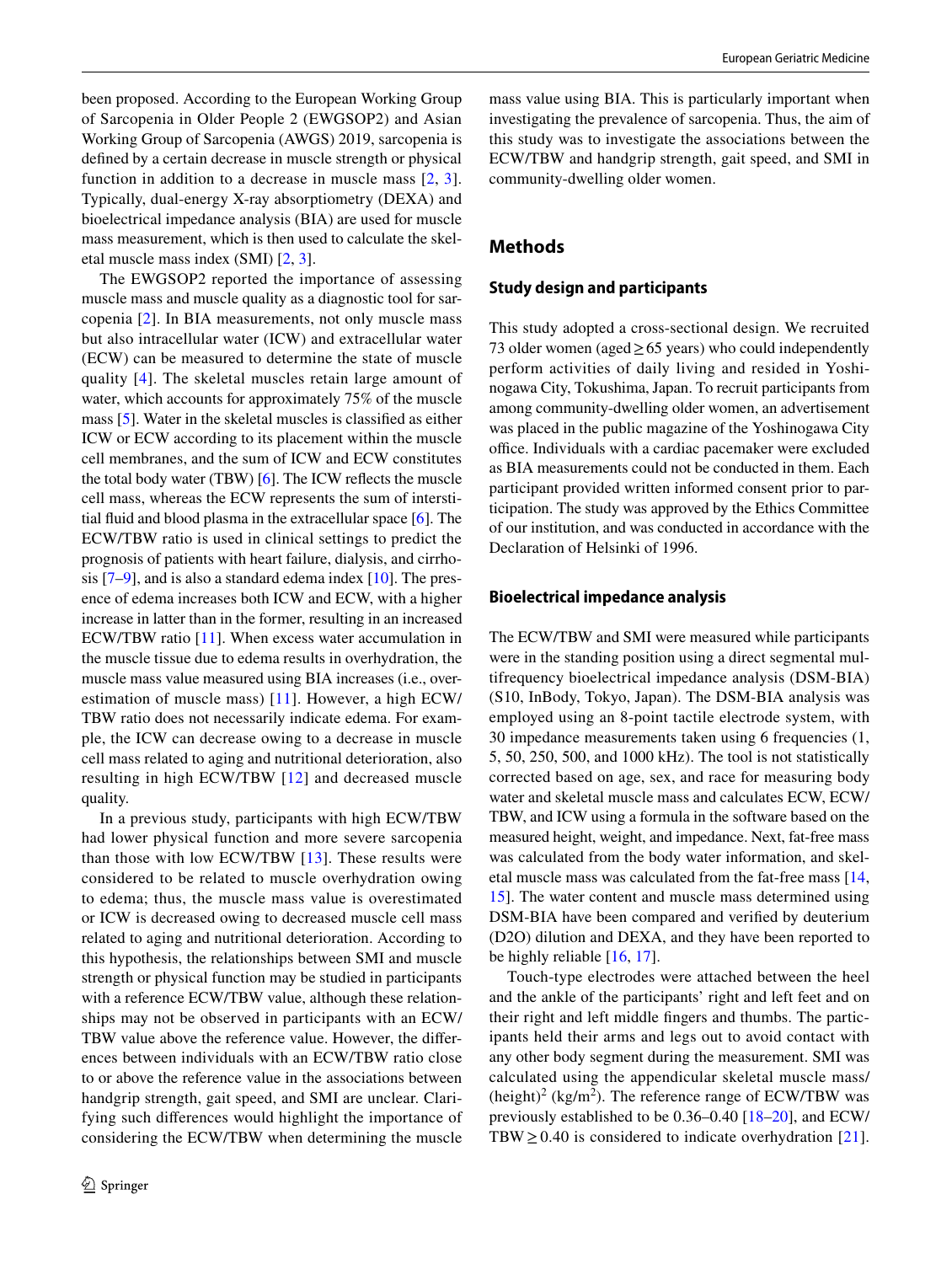been proposed. According to the European Working Group of Sarcopenia in Older People 2 (EWGSOP2) and Asian Working Group of Sarcopenia (AWGS) 2019, sarcopenia is defined by a certain decrease in muscle strength or physical function in addition to a decrease in muscle mass [2, 3]. Typically, dual-energy X-ray absorptiometry (DEXA) and bioelectrical impedance analysis (BIA) are used for muscle mass measurement, which is then used to calculate the skeletal muscle mass index (SMI) [2, 3].

The EWGSOP2 reported the importance of assessing muscle mass and muscle quality as a diagnostic tool for sarcopenia [2]. In BIA measurements, not only muscle mass but also intracellular water (ICW) and extracellular water (ECW) can be measured to determine the state of muscle quality [4]. The skeletal muscles retain large amount of water, which accounts for approximately 75% of the muscle mass [5]. Water in the skeletal muscles is classified as either ICW or ECW according to its placement within the muscle cell membranes, and the sum of ICW and ECW constitutes the total body water (TBW) [6]. The ICW reflects the muscle cell mass, whereas the ECW represents the sum of interstitial fluid and blood plasma in the extracellular space [6]. The ECW/TBW ratio is used in clinical settings to predict the prognosis of patients with heart failure, dialysis, and cirrhosis [7–9], and is also a standard edema index [10]. The presence of edema increases both ICW and ECW, with a higher increase in latter than in the former, resulting in an increased ECW/TBW ratio [11]. When excess water accumulation in the muscle tissue due to edema results in overhydration, the muscle mass value measured using BIA increases (i.e., overestimation of muscle mass) [11]. However, a high ECW/TBW ratio does not necessarily indicate edema. For example, the ICW can decrease owing to a decrease in muscle cell mass related to aging and nutritional deterioration, also resulting in high ECW/TBW [12] and decreased muscle quality.

In a previous study, participants with high ECW/TBW had lower physical function and more severe sarcopenia than those with low ECW/TBW [13]. These results were considered to be related to muscle overhydration owing to edema; thus, the muscle mass value is overestimated or ICW is decreased owing to decreased muscle cell mass related to aging and nutritional deterioration. According to this hypothesis, the relationships between SMI and muscle strength or physical function may be studied in participants with a reference ECW/TBW value, although these relationships may not be observed in participants with an ECW/TBW value above the reference value. However, the differences between individuals with an ECW/TBW ratio close to or above the reference value in the associations between handgrip strength, gait speed, and SMI are unclear. Clarifying such differences would highlight the importance of considering the ECW/TBW when determining the muscle mass value using BIA. This is particularly important when investigating the prevalence of sarcopenia. Thus, the aim of this study was to investigate the associations between the ECW/TBW and handgrip strength, gait speed, and SMI in community-dwelling older women.

## Methods

### Study design and participants

This study adopted a cross-sectional design. We recruited 73 older women (aged ≥ 65 years) who could independently perform activities of daily living and resided in Yoshinogawa City, Tokushima, Japan. To recruit participants from among community-dwelling older women, an advertisement was placed in the public magazine of the Yoshinogawa City office. Individuals with a cardiac pacemaker were excluded as BIA measurements could not be conducted in them. Each participant provided written informed consent prior to participation. The study was approved by the Ethics Committee of our institution, and was conducted in accordance with the Declaration of Helsinki of 1996.

### Bioelectrical impedance analysis

The ECW/TBW and SMI were measured while participants were in the standing position using a direct segmental multifrequency bioelectrical impedance analysis (DSM-BIA) (S10, InBody, Tokyo, Japan). The DSM-BIA analysis was employed using an 8-point tactile electrode system, with 30 impedance measurements taken using 6 frequencies (1, 5, 50, 250, 500, and 1000 kHz). The tool is not statistically corrected based on age, sex, and race for measuring body water and skeletal muscle mass and calculates ECW, ECW/TBW, and ICW using a formula in the software based on the measured height, weight, and impedance. Next, fat-free mass was calculated from the body water information, and skeletal muscle mass was calculated from the fat-free mass [14, 15]. The water content and muscle mass determined using DSM-BIA have been compared and verified by deuterium ($D_2O$) dilution and DEXA, and they have been reported to be highly reliable [16, 17].

Touch-type electrodes were attached between the heel and the ankle of the participants' right and left feet and on their right and left middle fingers and thumbs. The participants held their arms and legs out to avoid contact with any other body segment during the measurement. SMI was calculated using the appendicular skeletal muscle mass/(height)$^2$ (kg/m$^2$). The reference range of ECW/TBW was previously established to be 0.36–0.40 [18–20], and ECW/TBW ≥ 0.40 is considered to indicate overhydration [21].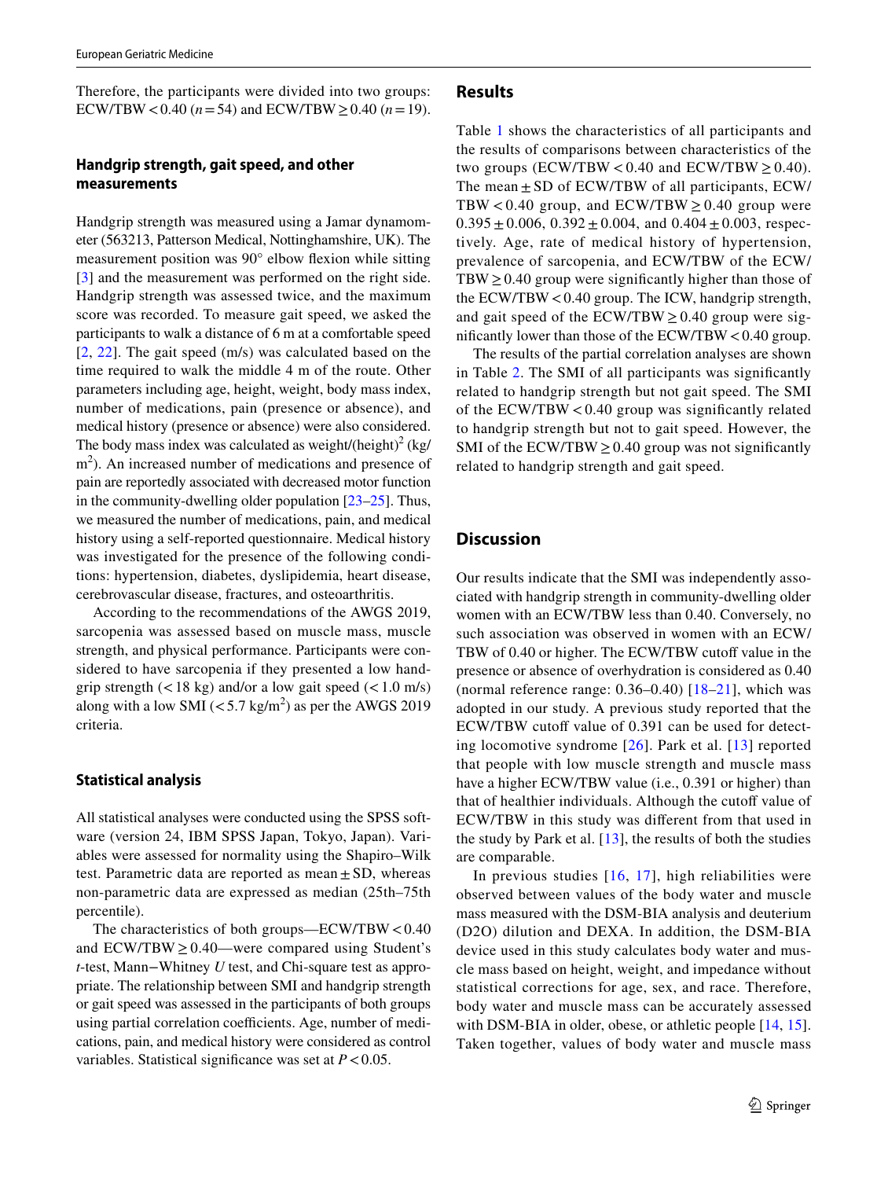Therefore, the participants were divided into two groups: ECW/TBW < 0.40 ($n = 54$) and ECW/TBW ≥ 0.40 ($n = 19$).

### Handgrip strength, gait speed, and other measurements

Handgrip strength was measured using a Jamar dynamometer (563213, Patterson Medical, Nottinghamshire, UK). The measurement position was 90° elbow flexion while sitting [3] and the measurement was performed on the right side. Handgrip strength was assessed twice, and the maximum score was recorded. To measure gait speed, we asked the participants to walk a distance of 6 m at a comfortable speed [2, 22]. The gait speed (m/s) was calculated based on the time required to walk the middle 4 m of the route. Other parameters including age, height, weight, body mass index, number of medications, pain (presence or absence), and medical history (presence or absence) were also considered. The body mass index was calculated as weight/(height)$^2$ (kg/m$^2$). An increased number of medications and presence of pain are reportedly associated with decreased motor function in the community-dwelling older population [23–25]. Thus, we measured the number of medications, pain, and medical history using a self-reported questionnaire. Medical history was investigated for the presence of the following conditions: hypertension, diabetes, dyslipidemia, heart disease, cerebrovascular disease, fractures, and osteoarthritis.

According to the recommendations of the AWGS 2019, sarcopenia was assessed based on muscle mass, muscle strength, and physical performance. Participants were considered to have sarcopenia if they presented a low handgrip strength (< 18 kg) and/or a low gait speed (< 1.0 m/s) along with a low SMI (< 5.7 kg/m$^2$) as per the AWGS 2019 criteria.

### Statistical analysis

All statistical analyses were conducted using the SPSS software (version 24, IBM SPSS Japan, Tokyo, Japan). Variables were assessed for normality using the Shapiro–Wilk test. Parametric data are reported as mean ± SD, whereas non-parametric data are expressed as median (25th–75th percentile).

The characteristics of both groups—ECW/TBW < 0.40 and ECW/TBW ≥ 0.40—were compared using Student's *t*-test, Mann−Whitney *U* test, and Chi-square test as appropriate. The relationship between SMI and handgrip strength or gait speed was assessed in the participants of both groups using partial correlation coefficients. Age, number of medications, pain, and medical history were considered as control variables. Statistical significance was set at $P < 0.05$.

## Results

Table 1 shows the characteristics of all participants and the results of comparisons between characteristics of the two groups (ECW/TBW < 0.40 and ECW/TBW ≥ 0.40). The mean ± SD of ECW/TBW of all participants, ECW/TBW < 0.40 group, and ECW/TBW ≥ 0.40 group were 0.395 ± 0.006, 0.392 ± 0.004, and 0.404 ± 0.003, respectively. Age, rate of medical history of hypertension, prevalence of sarcopenia, and ECW/TBW of the ECW/TBW ≥ 0.40 group were significantly higher than those of the ECW/TBW < 0.40 group. The ICW, handgrip strength, and gait speed of the ECW/TBW ≥ 0.40 group were significantly lower than the ECW/TBW < 0.40 group.

The results of the partial correlation analyses are shown in Table 2. The SMI of all participants was significantly related to handgrip strength but not gait speed. The SMI of the ECW/TBW < 0.40 group was significantly related to handgrip strength but not to gait speed. However, the SMI of the ECW/TBW ≥ 0.40 group was not significantly related to handgrip strength and gait speed.

## Discussion

Our results indicate that the SMI was independently associated with handgrip strength in community-dwelling older women with an ECW/TBW less than 0.40. Conversely, no such association was observed in women with an ECW/TBW of 0.40 or higher. The ECW/TBW cutoff value in the presence or absence of overhydration is considered as 0.40 (normal reference range: 0.36–0.40) [18–21], which was adopted in our study. A previous study reported that the ECW/TBW cutoff value of 0.391 can be used for detecting locomotive syndrome [26]. Park et al. [13] reported that people with low muscle strength and muscle mass have a higher ECW/TBW value (i.e., 0.391 or higher) than that of healthier individuals. Although the cutoff value of ECW/TBW in this study was different from that used in the study by Park et al. [13], the results of both the studies are comparable.

In previous studies [16, 17], high reliabilities were observed between values of the body water and muscle mass measured with the DSM-BIA analysis and deuterium (D2O) dilution and DEXA. In addition, the DSM-BIA device used in this study calculates body water and muscle mass based on height, weight, and impedance without statistical corrections for age, sex, and race. Therefore, body water and muscle mass can be accurately assessed with DSM-BIA in older, obese, or athletic people [14, 15]. Taken together, values of body water and muscle mass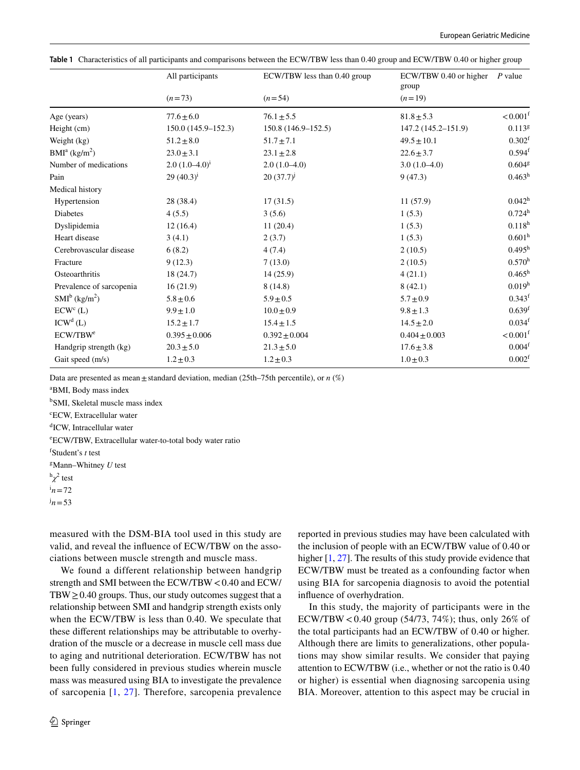**Table 1** Characteristics of all participants and comparisons between the ECW/TBW less than 0.40 group and ECW/TBW 0.40 or higher group

| | All participants (n = 73) | ECW/TBW less than 0.40 group (n = 54) | ECW/TBW 0.40 or higher group (n = 19) | P value |
|---|---|---|---|---|
| Age (years) | 77.6 ± 6.0 | 76.1 ± 5.5 | 81.8 ± 5.3 | < 0.001[f] |
| Height (cm) | 150.0 (145.9–152.3) | 150.8 (146.9–152.5) | 147.2 (145.2–151.9) | 0.113[g] |
| Weight (kg) | 51.2 ± 8.0 | 51.7 ± 7.1 | 49.5 ± 10.1 | 0.302[f] |
| BMI[a] (kg/m$^2$) | 23.0 ± 3.1 | 23.1 ± 2.8 | 22.6 ± 3.7 | 0.594[f] |
| Number of medications | 2.0 (1.0–4.0)[i] | 2.0 (1.0–4.0) | 3.0 (1.0–4.0) | 0.604[g] |
| Pain | 29 (40.3)[i] | 20 (37.7)[j] | 9 (47.3) | 0.463[h] |
| Medical history | | | | |
| Hypertension | 28 (38.4) | 17 (31.5) | 11 (57.9) | 0.042[h] |
| Diabetes | 4 (5.5) | 3 (5.6) | 1 (5.3) | 0.724[h] |
| Dyslipidemia | 12 (16.4) | 11 (20.4) | 1 (5.3) | 0.118[h] |
| Heart disease | 3 (4.1) | 2 (3.7) | 1 (5.3) | 0.601[h] |
| Cerebrovascular disease | 6 (8.2) | 4 (7.4) | 2 (10.5) | 0.495[h] |
| Fracture | 9 (12.3) | 7 (13.0) | 2 (10.5) | 0.570[h] |
| Osteoarthritis | 18 (24.7) | 14 (25.9) | 4 (21.1) | 0.465[h] |
| Prevalence of sarcopenia | 16 (21.9) | 8 (14.8) | 8 (42.1) | 0.019[h] |
| SMI[b] (kg/m$^2$) | 5.8 ± 0.6 | 5.9 ± 0.5 | 5.7 ± 0.9 | 0.343[f] |
| ECW[c] (L) | 9.9 ± 1.0 | 10.0 ± 0.9 | 9.8 ± 1.3 | 0.639[f] |
| ICW[d] (L) | 15.2 ± 1.7 | 15.4 ± 1.5 | 14.5 ± 2.0 | 0.034[f] |
| ECW/TBW[e] | 0.395 ± 0.006 | 0.392 ± 0.004 | 0.404 ± 0.003 | < 0.001[f] |
| Handgrip strength (kg) | 20.3 ± 5.0 | 21.3 ± 5.0 | 17.6 ± 3.8 | 0.004[f] |
| Gait speed (m/s) | 1.2 ± 0.3 | 1.2 ± 0.3 | 1.0 ± 0.3 | 0.002[f] |

Data are presented as mean ± standard deviation, median (25th–75th percentile), or *n* (%)

[a]BMI, Body mass index

[b]SMI, Skeletal muscle mass index

[c]ECW, Extracellular water

[d]ICW, Intracellular water

[e]ECW/TBW, Extracellular water-to-total body water ratio

[f]Student's *t* test

[g]Mann–Whitney *U* test

[h]$\chi^2$ test

[i]*n* = 72

[j]*n* = 53

measured with the DSM-BIA tool used in this study are valid, and reveal the influence of ECW/TBW on the associations between muscle strength and muscle mass.

We found a different relationship between handgrip strength and SMI between the ECW/TBW < 0.40 and ECW/TBW ≥ 0.40 groups. Thus, our study outcomes suggest that a relationship between SMI and handgrip strength exists only when the ECW/TBW is less than 0.40. We speculate that these different relationships may be attributable to overhydration of the muscle or a decrease in muscle cell mass due to aging and nutritional deterioration. ECW/TBW has not been fully considered in previous studies wherein muscle mass was measured using BIA to investigate the prevalence of sarcopenia [1, 27]. Therefore, sarcopenia prevalence reported in previous studies may have been calculated with the inclusion of people with an ECW/TBW value of 0.40 or higher [1, 27]. The results of this study provide evidence that ECW/TBW must be treated as a confounding factor when using BIA for sarcopenia diagnosis to avoid the potential influence of overhydration.

In this study, the majority of participants were in the ECW/TBW < 0.40 group (54/73, 74%); thus, only 26% of the total participants had an ECW/TBW of 0.40 or higher. Although there are limits to generalizations, other populations may show similar results. We consider that paying attention to ECW/TBW (i.e., whether or not the ratio is 0.40 or higher) is essential when diagnosing sarcopenia using BIA. Moreover, attention to this aspect may be crucial in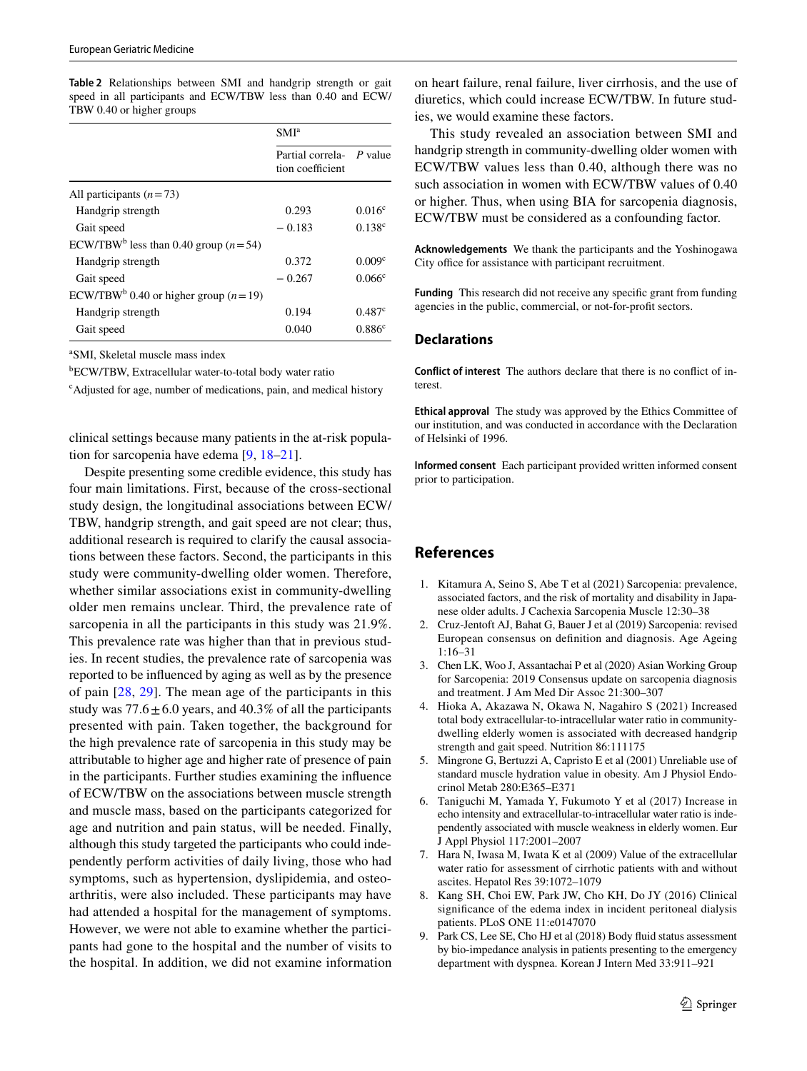**Table 2** Relationships between SMI and handgrip strength or gait speed in all participants and ECW/TBW less than 0.40 and ECW/TBW 0.40 or higher groups

| | SMI[a] | |
|---|---|---|
| | Partial correlation coefficient | *P* value |
| All participants ($n = 73$) | | |
| Handgrip strength | 0.293 | 0.016[c] |
| Gait speed | − 0.183 | 0.138[c] |
| ECW/TBW[b] less than 0.40 group ($n = 54$) | | |
| Handgrip strength | 0.372 | 0.009[c] |
| Gait speed | − 0.267 | 0.066[c] |
| ECW/TBW[b] 0.40 or higher group ($n = 19$) | | |
| Handgrip strength | 0.194 | 0.487[c] |
| Gait speed | 0.040 | 0.886[c] |

[a]SMI, Skeletal muscle mass index

[b]ECW/TBW, Extracellular water-to-total body water ratio

[c]Adjusted for age, number of medications, pain, and medical history

clinical settings because many patients in the at-risk population for sarcopenia have edema [9, 18–21].

Despite presenting some credible evidence, this study has four main limitations. First, because of the cross-sectional study design, the longitudinal associations between ECW/TBW, handgrip strength, and gait speed are not clear; thus, additional research is required to clarify the causal associations between these factors. Second, the participants in this study were community-dwelling older women. Therefore, whether similar associations exist in community-dwelling older men remains unclear. Third, the prevalence rate of sarcopenia in all the participants in this study was 21.9%. This prevalence rate was higher than that in previous studies. In recent studies, the prevalence rate of sarcopenia was reported to be influenced by aging as well as by the presence of pain [28, 29]. The mean age of the participants in this study was $77.6 \pm 6.0$ years, and 40.3% of all the participants presented with pain. Taken together, the background for the high prevalence rate of sarcopenia in this study may be attributable to higher age and higher rate of presence of pain in the participants. Further studies examining the influence of ECW/TBW on the associations between muscle strength and muscle mass, based on the participants categorized for age and nutrition and pain status, will be needed. Finally, although this study targeted the participants who could independently perform activities of daily living, those who had symptoms, such as hypertension, dyslipidemia, and osteoarthritis, were also included. These participants may have had attended a hospital for the management of symptoms. However, we were not able to examine whether the participants had gone to the hospital and the number of visits to the hospital. In addition, we did not examine information on heart failure, renal failure, liver cirrhosis, and the use of diuretics, which could increase ECW/TBW. In future studies, we would examine these factors.

This study revealed an association between SMI and handgrip strength in community-dwelling older women with ECW/TBW values less than 0.40, although there was no such association in women with ECW/TBW values of 0.40 or higher. Thus, when using BIA for sarcopenia diagnosis, ECW/TBW must be considered as a confounding factor.

**Acknowledgements** We thank the participants and the Yoshinogawa City office for assistance with participant recruitment.

**Funding** This research did not receive any specific grant from funding agencies in the public, commercial, or not-for-profit sectors.

## Declarations

**Conflict of interest** The authors declare that there is no conflict of interest.

**Ethical approval** The study was approved by the Ethics Committee of our institution, and was conducted in accordance with the Declaration of Helsinki of 1996.

**Informed consent** Each participant provided written informed consent prior to participation.

## References

1. Kitamura A, Seino S, Abe T et al (2021) Sarcopenia: prevalence, associated factors, and the risk of mortality and disability in Japanese older adults. J Cachexia Sarcopenia Muscle 12:30–38
2. Cruz-Jentoft AJ, Bahat G, Bauer J et al (2019) Sarcopenia: revised European consensus on definition and diagnosis. Age Ageing 1:16–31
3. Chen LK, Woo J, Assantachai P et al (2020) Asian Working Group for Sarcopenia: 2019 Consensus update on sarcopenia diagnosis and treatment. J Am Med Dir Assoc 21:300–307
4. Hioka A, Akazawa N, Okawa N, Nagahiro S (2021) Increased total body extracellular-to-intracellular water ratio in community-dwelling elderly women is associated with decreased handgrip strength and gait speed. Nutrition 86:111175
5. Mingrone G, Bertuzzi A, Capristo E et al (2001) Unreliable use of standard muscle hydration value in obesity. Am J Physiol Endocrinol Metab 280:E365–E371
6. Taniguchi M, Yamada Y, Fukumoto Y et al (2017) Increase in echo intensity and extracellular-to-intracellular water ratio is independently associated with muscle weakness in elderly women. Eur J Appl Physiol 117:2001–2007
7. Hara N, Iwasa M, Iwata K et al (2009) Value of the extracellular water ratio for assessment of cirrhotic patients with and without ascites. Hepatol Res 39:1072–1079
8. Kang SH, Choi EW, Park JW, Cho KH, Do JY (2016) Clinical significance of the edema index in incident peritoneal dialysis patients. PLoS ONE 11:e0147070
9. Park CS, Lee SE, Cho HJ et al (2018) Body fluid status assessment by bio-impedance analysis in patients presenting to the emergency department with dyspnea. Korean J Intern Med 33:911–921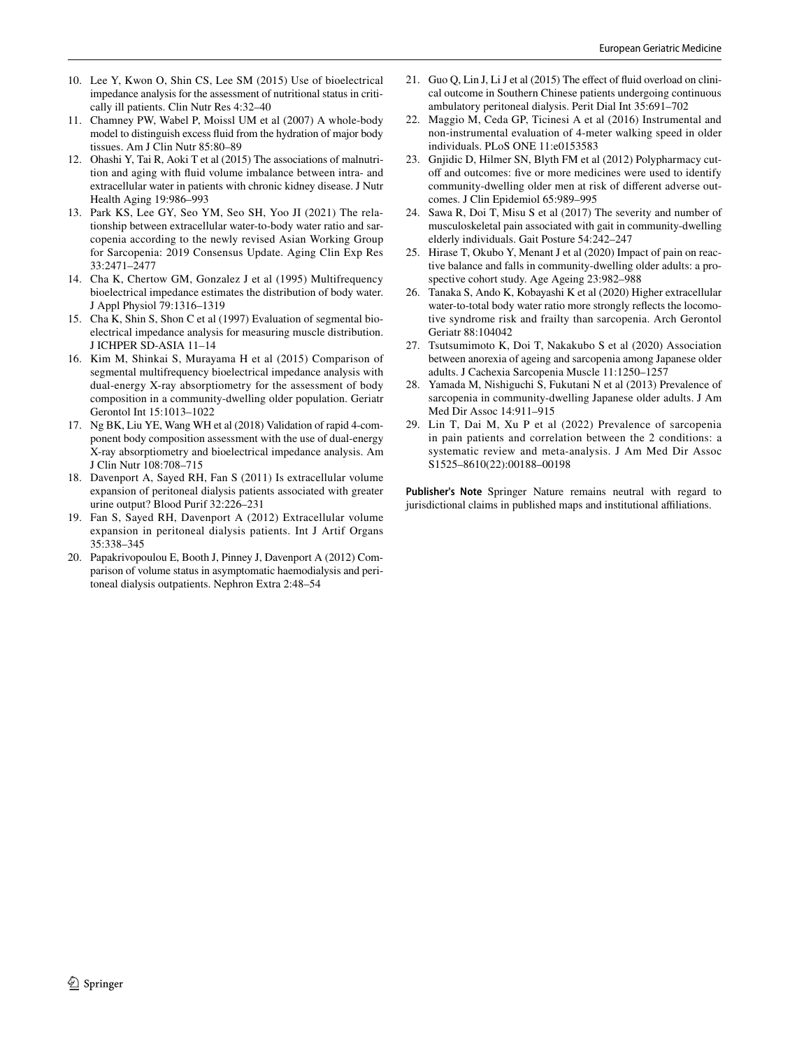10. Lee Y, Kwon O, Shin CS, Lee SM (2015) Use of bioelectrical impedance analysis for the assessment of nutritional status in critically ill patients. Clin Nutr Res 4:32–40
11. Chamney PW, Wabel P, Moissl UM et al (2007) A whole-body model to distinguish excess fluid from the hydration of major body tissues. Am J Clin Nutr 85:80–89
12. Ohashi Y, Tai R, Aoki T et al (2015) The associations of malnutrition and aging with fluid volume imbalance between intra- and extracellular water in patients with chronic kidney disease. J Nutr Health Aging 19:986–993
13. Park KS, Lee GY, Seo YM, Seo SH, Yoo JI (2021) The relationship between extracellular water-to-body water ratio and sarcopenia according to the newly revised Asian Working Group for Sarcopenia: 2019 Consensus Update. Aging Clin Exp Res 33:2471–2477
14. Cha K, Chertow GM, Gonzalez J et al (1995) Multifrequency bioelectrical impedance estimates the distribution of body water. J Appl Physiol 79:1316–1319
15. Cha K, Shin S, Shon C et al (1997) Evaluation of segmental bioelectrical impedance analysis for measuring muscle distribution. J ICHPER SD-ASIA 11–14
16. Kim M, Shinkai S, Murayama H et al (2015) Comparison of segmental multifrequency bioelectrical impedance analysis with dual-energy X-ray absorptiometry for the assessment of body composition in a community-dwelling older population. Geriatr Gerontol Int 15:1013–1022
17. Ng BK, Liu YE, Wang WH et al (2018) Validation of rapid 4-component body composition assessment with the use of dual-energy X-ray absorptiometry and bioelectrical impedance analysis. Am J Clin Nutr 108:708–715
18. Davenport A, Sayed RH, Fan S (2011) Is extracellular volume expansion of peritoneal dialysis patients associated with greater urine output? Blood Purif 32:226–231
19. Fan S, Sayed RH, Davenport A (2012) Extracellular volume expansion in peritoneal dialysis patients. Int J Artif Organs 35:338–345
20. Papakrivopoulou E, Booth J, Pinney J, Davenport A (2012) Comparison of volume status in asymptomatic haemodialysis and peritoneal dialysis outpatients. Nephron Extra 2:48–54
21. Guo Q, Lin J, Li J et al (2015) The effect of fluid overload on clinical outcome in Southern Chinese patients undergoing continuous ambulatory peritoneal dialysis. Perit Dial Int 35:691–702
22. Maggio M, Ceda GP, Ticinesi A et al (2016) Instrumental and non-instrumental evaluation of 4-meter walking speed in older individuals. PLoS ONE 11:e0153583
23. Gnjidic D, Hilmer SN, Blyth FM et al (2012) Polypharmacy cutoff and outcomes: five or more medicines were used to identify community-dwelling older men at risk of different adverse outcomes. J Clin Epidemiol 65:989–995
24. Sawa R, Doi T, Misu S et al (2017) The severity and number of musculoskeletal pain associated with gait in community-dwelling elderly individuals. Gait Posture 54:242–247
25. Hirase T, Okubo Y, Menant J et al (2020) Impact of pain on reactive balance and falls in community-dwelling older adults: a prospective cohort study. Age Ageing 23:982–988
26. Tanaka S, Ando K, Kobayashi K et al (2020) Higher extracellular water-to-total body water ratio more strongly reflects the locomotive syndrome risk and frailty than sarcopenia. Arch Gerontol Geriatr 88:104042
27. Tsutsumimoto K, Doi T, Nakakubo S et al (2020) Association between anorexia of ageing and sarcopenia among Japanese older adults. J Cachexia Sarcopenia Muscle 11:1250–1257
28. Yamada M, Nishiguchi S, Fukutani N et al (2013) Prevalence of sarcopenia in community-dwelling Japanese older adults. J Am Med Dir Assoc 14:911–915
29. Lin T, Dai M, Xu P et al (2022) Prevalence of sarcopenia in pain patients and correlation between the 2 conditions: a systematic review and meta-analysis. J Am Med Dir Assoc S1525–8610(22):00188–00198

**Publisher's Note** Springer Nature remains neutral with regard to jurisdictional claims in published maps and institutional affiliations.